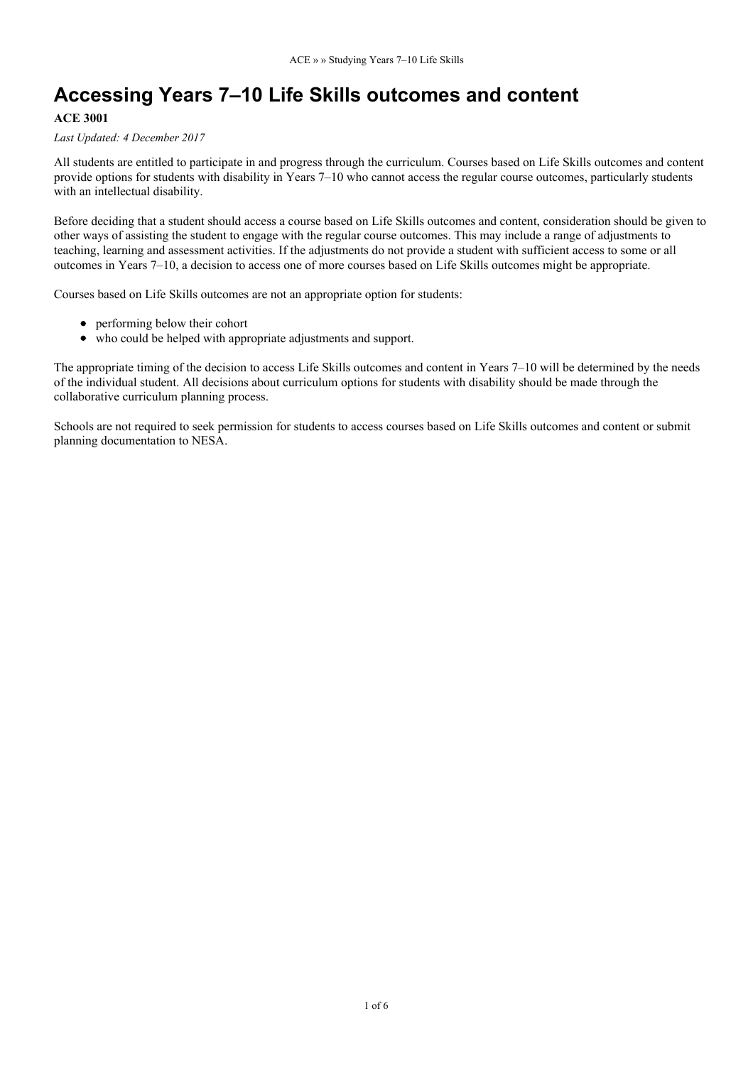# Accessing Years 7–10 Life Skills outcomes and content

**ACE 3001**

*Last Updated: 4 December 2017*

All students are entitled to participate in and progress through the curriculum. Courses based on Life Skills outcomes and content provide options for students with disability in Years 7–10 who cannot access the regular course outcomes, particularly students with an intellectual disability.

Before deciding that a student should access a course based on Life Skills outcomes and content, consideration should be given to other ways of assisting the student to engage with the regular course outcomes. This may include a range of adjustments to teaching, learning and assessment activities. If the adjustments do not provide a student with sufficient access to some or all outcomes in Years 7–10, a decision to access one of more courses based on Life Skills outcomes might be appropriate.

Courses based on Life Skills outcomes are not an appropriate option for students:

- performing below their cohort
- who could be helped with appropriate adjustments and support.

The appropriate timing of the decision to access Life Skills outcomes and content in Years 7–10 will be determined by the needs of the individual student. All decisions about curriculum options for students with disability should be made through the collaborative curriculum planning process.

Schools are not required to seek permission for students to access courses based on Life Skills outcomes and content or submit planning documentation to NESA.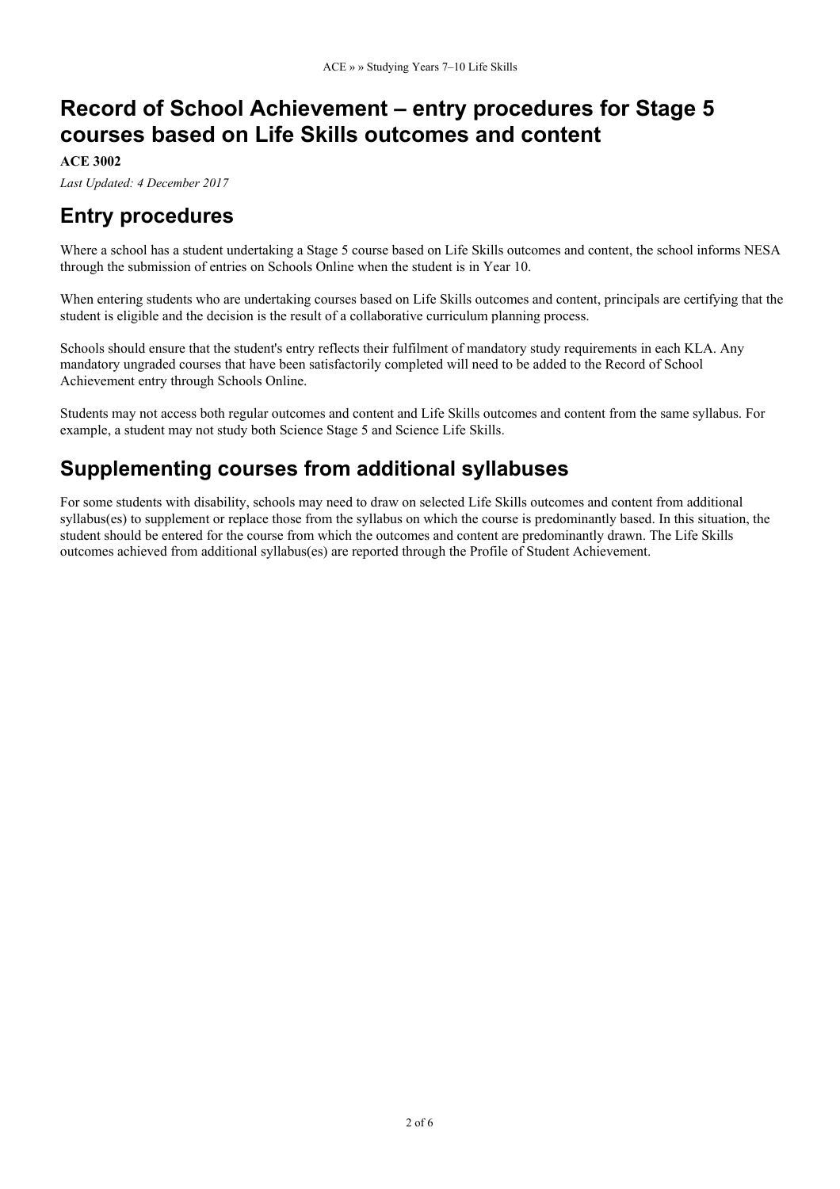# Record of School Achievement – entry procedures for Stage 5 courses based on Life Skills outcomes and content

**ACE 3002**

*Last Updated: 4 December 2017*

## Entry procedures

Where a school has a student undertaking a Stage 5 course based on Life Skills outcomes and content, the school informs NESA through the submission of entries on Schools Online when the student is in Year 10.

When entering students who are undertaking courses based on Life Skills outcomes and content, principals are certifying that the student is eligible and the decision is the result of a collaborative curriculum planning process.

Schools should ensure that the student's entry reflects their fulfilment of mandatory study requirements in each KLA. Any mandatory ungraded courses that have been satisfactorily completed will need to be added to the Record of School Achievement entry through Schools Online.

Students may not access both regular outcomes and content and Life Skills outcomes and content from the same syllabus. For example, a student may not study both Science Stage 5 and Science Life Skills.

## Supplementing courses from additional syllabuses

For some students with disability, schools may need to draw on selected Life Skills outcomes and content from additional syllabus(es) to supplement or replace those from the syllabus on which the course is predominantly based. In this situation, the student should be entered for the course from which the outcomes and content are predominantly drawn. The Life Skills outcomes achieved from additional syllabus(es) are reported through the Profile of Student Achievement.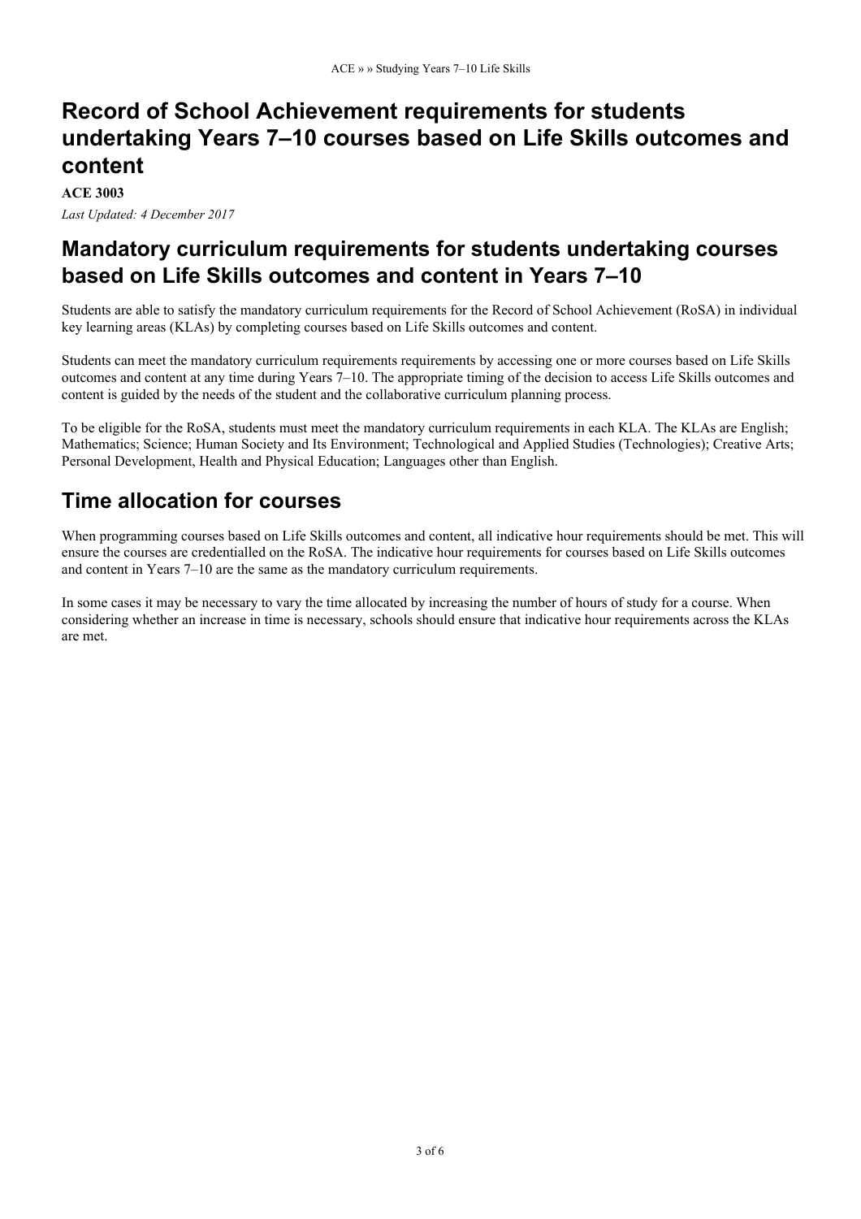# Record of School Achievement requirements for students undertaking Years 7–10 courses based on Life Skills outcomes and content

**ACE 3003**

*Last Updated: 4 December 2017*

## Mandatory curriculum requirements for students undertaking courses based on Life Skills outcomes and content in Years 7–10

Students are able to satisfy the mandatory curriculum requirements for the Record of School Achievement (RoSA) in individual key learning areas (KLAs) by completing courses based on Life Skills outcomes and content.

Students can meet the mandatory curriculum requirements requirements by accessing one or more courses based on Life Skills outcomes and content at any time during Years 7–10. The appropriate timing of the decision to access Life Skills outcomes and content is guided by the needs of the student and the collaborative curriculum planning process.

To be eligible for the RoSA, students must meet the mandatory curriculum requirements in each KLA. The KLAs are English; Mathematics; Science; Human Society and Its Environment; Technological and Applied Studies (Technologies); Creative Arts; Personal Development, Health and Physical Education; Languages other than English.

## Time allocation for courses

When programming courses based on Life Skills outcomes and content, all indicative hour requirements should be met. This will ensure the courses are credentialled on the RoSA. The indicative hour requirements for courses based on Life Skills outcomes and content in Years 7–10 are the same as the mandatory curriculum requirements.

In some cases it may be necessary to vary the time allocated by increasing the number of hours of study for a course. When considering whether an increase in time is necessary, schools should ensure that indicative hour requirements across the KLAs are met.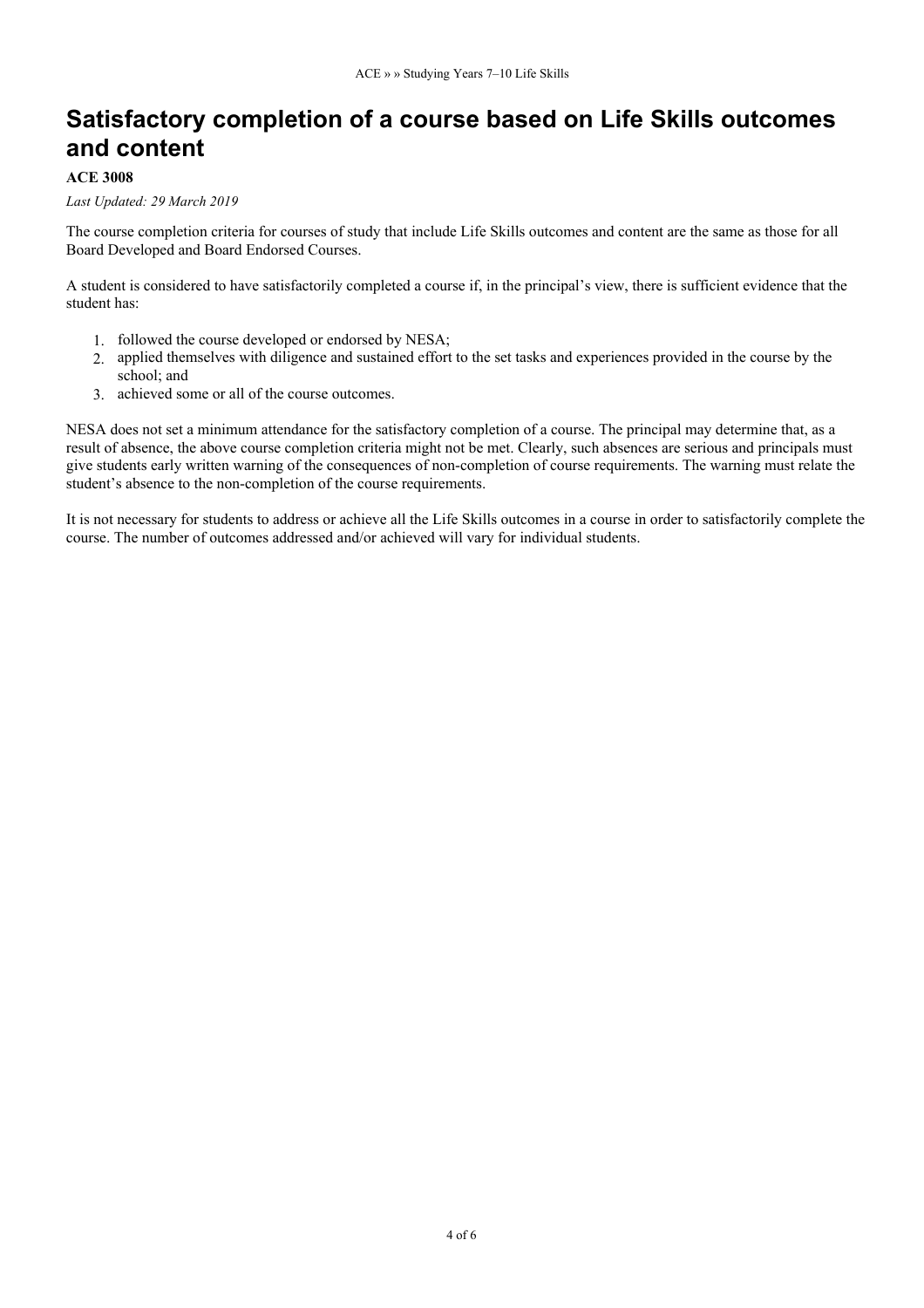# Satisfactory completion of a course based on Life Skills outcomes and content

**ACE 3008**

*Last Updated: 29 March 2019*

The course completion criteria for courses of study that include Life Skills outcomes and content are the same as those for all Board Developed and Board Endorsed Courses.

A student is considered to have satisfactorily completed a course if, in the principal's view, there is sufficient evidence that the student has:

1. followed the course developed or endorsed by NESA;
2. applied themselves with diligence and sustained effort to the set tasks and experiences provided in the course by the school; and
3. achieved some or all of the course outcomes.

NESA does not set a minimum attendance for the satisfactory completion of a course. The principal may determine that, as a result of absence, the above course completion criteria might not be met. Clearly, such absences are serious and principals must give students early written warning of the consequences of non-completion of course requirements. The warning must relate the student's absence to the non-completion of the course requirements.

It is not necessary for students to address or achieve all the Life Skills outcomes in a course in order to satisfactorily complete the course. The number of outcomes addressed and/or achieved will vary for individual students.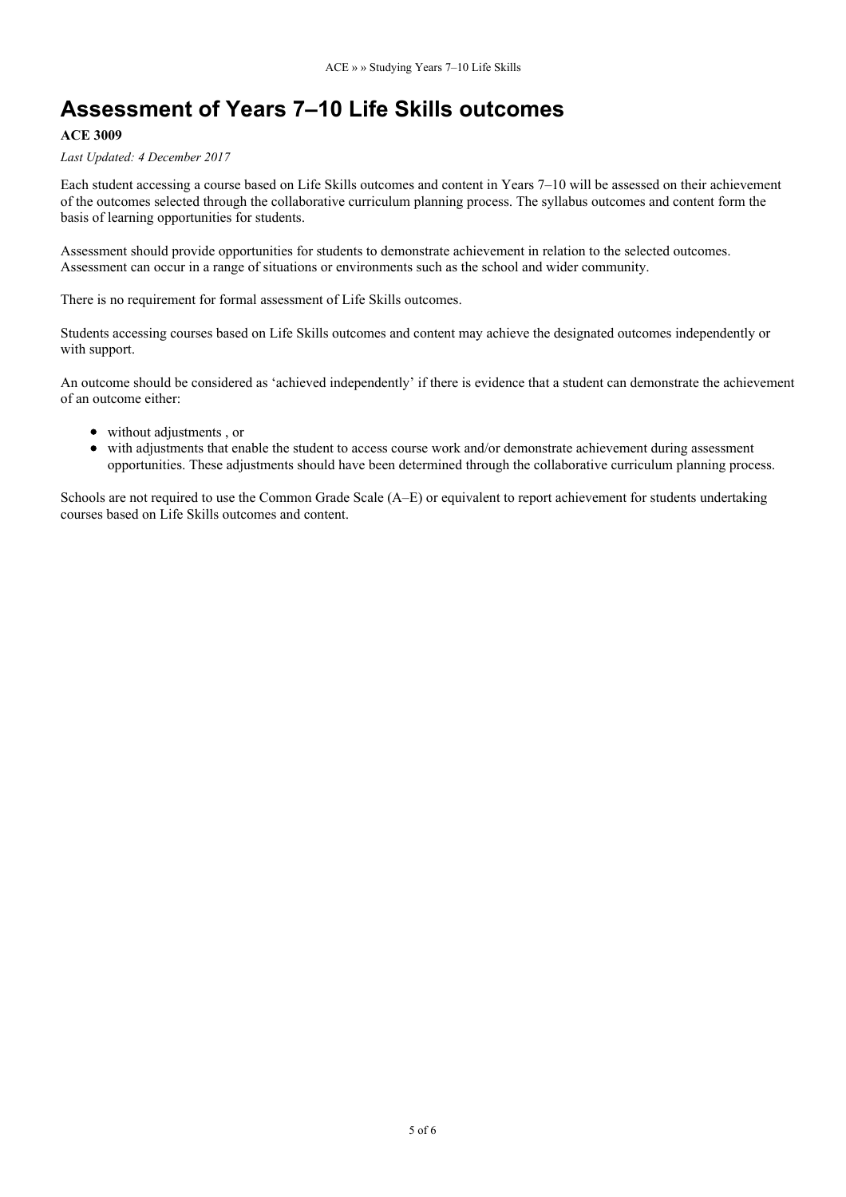# Assessment of Years 7–10 Life Skills outcomes

**ACE 3009**

*Last Updated: 4 December 2017*

Each student accessing a course based on Life Skills outcomes and content in Years 7–10 will be assessed on their achievement of the outcomes selected through the collaborative curriculum planning process. The syllabus outcomes and content form the basis of learning opportunities for students.

Assessment should provide opportunities for students to demonstrate achievement in relation to the selected outcomes. Assessment can occur in a range of situations or environments such as the school and wider community.

There is no requirement for formal assessment of Life Skills outcomes.

Students accessing courses based on Life Skills outcomes and content may achieve the designated outcomes independently or with support.

An outcome should be considered as 'achieved independently' if there is evidence that a student can demonstrate the achievement of an outcome either:

- without adjustments , or
- with adjustments that enable the student to access course work and/or demonstrate achievement during assessment opportunities. These adjustments should have been determined through the collaborative curriculum planning process.

Schools are not required to use the Common Grade Scale (A–E) or equivalent to report achievement for students undertaking courses based on Life Skills outcomes and content.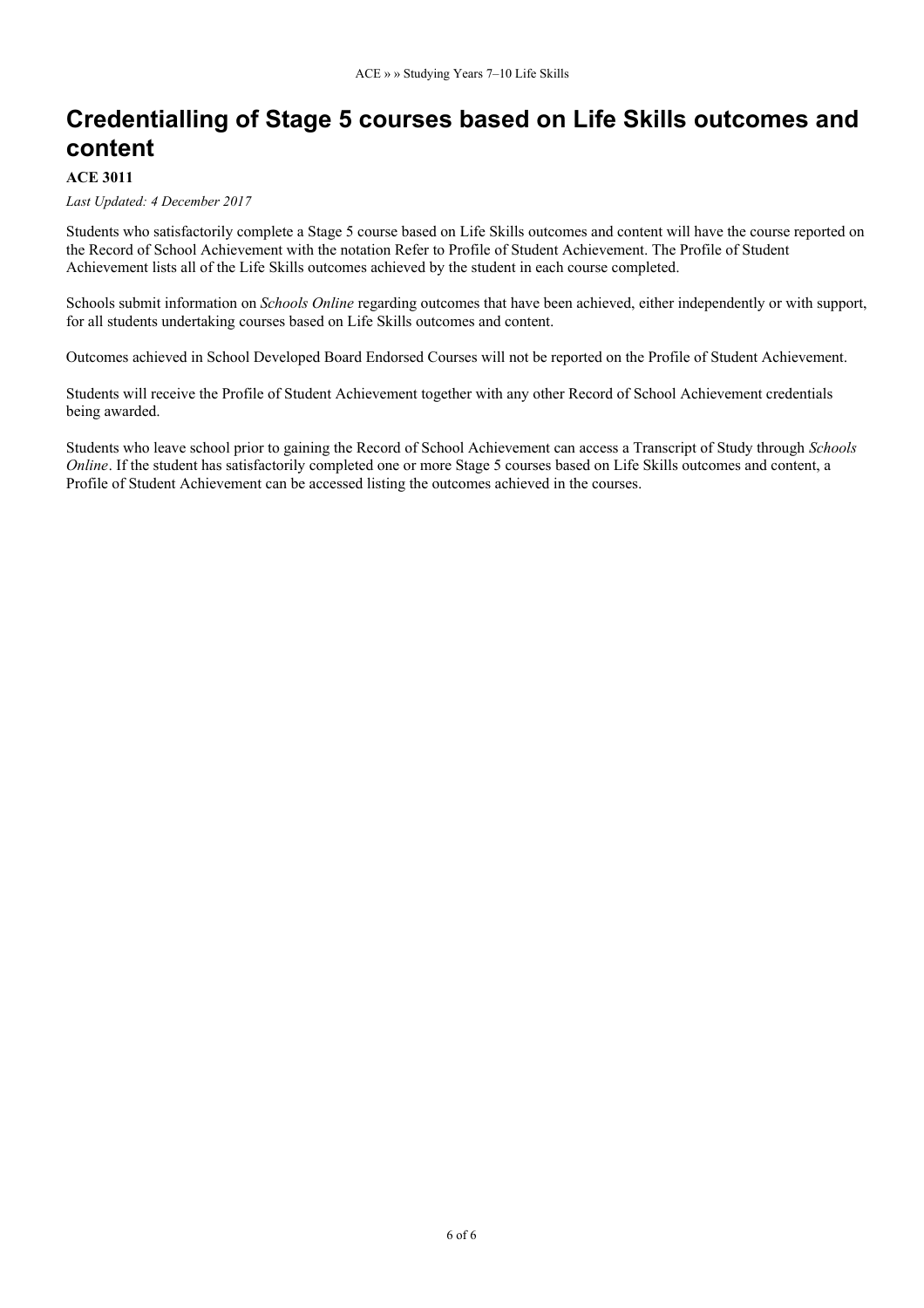# Credentialling of Stage 5 courses based on Life Skills outcomes and content

**ACE 3011**

*Last Updated: 4 December 2017*

Students who satisfactorily complete a Stage 5 course based on Life Skills outcomes and content will have the course reported on the Record of School Achievement with the notation Refer to Profile of Student Achievement. The Profile of Student Achievement lists all of the Life Skills outcomes achieved by the student in each course completed.

Schools submit information on *Schools Online* regarding outcomes that have been achieved, either independently or with support, for all students undertaking courses based on Life Skills outcomes and content.

Outcomes achieved in School Developed Board Endorsed Courses will not be reported on the Profile of Student Achievement.

Students will receive the Profile of Student Achievement together with any other Record of School Achievement credentials being awarded.

Students who leave school prior to gaining the Record of School Achievement can access a Transcript of Study through *Schools Online*. If the student has satisfactorily completed one or more Stage 5 courses based on Life Skills outcomes and content, a Profile of Student Achievement can be accessed listing the outcomes achieved in the courses.